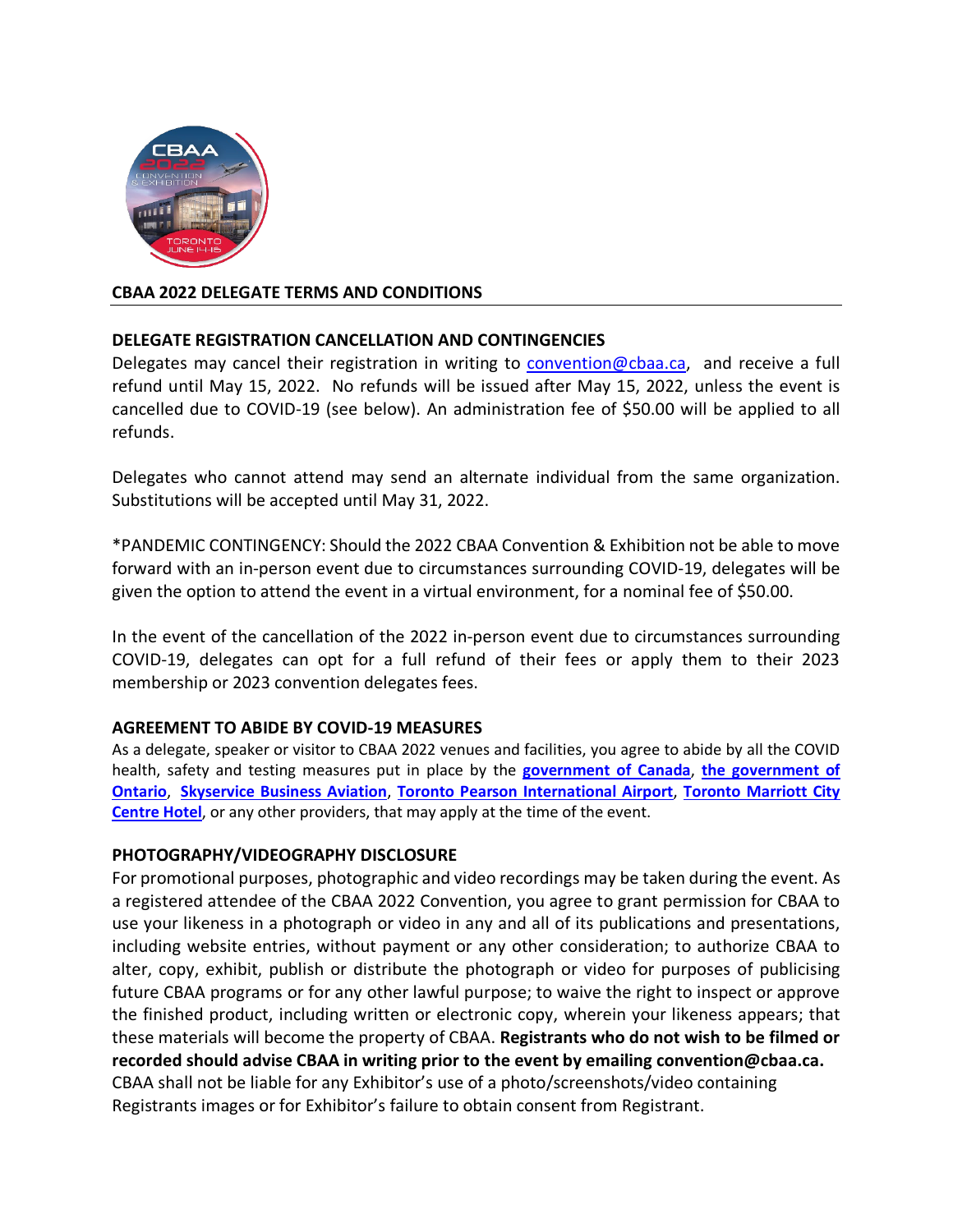## CBAA 2022 DELEGATE TERMS AND CONDITIONS

### DELEGATE REGISTRATION CANCELLATION AND CONTINGENCIES

Delegates may cancel their registration in writing to convention@cbaa.ca, and receive a full refund until May 15, 2022. No refunds will be issued after May 15, 2022, unless the event is cancelled due to COVID-19 (see below). An administration fee of $50.00 will be applied to all refunds.

Delegates who cannot attend may send an alternate individual from the same organization. Substitutions will be accepted until May 31, 2022.

*PANDEMIC CONTINGENCY: Should the 2022 CBAA Convention & Exhibition not be able to move forward with an in-person event due to circumstances surrounding COVID-19, delegates will be given the option to attend the event in a virtual environment, for a nominal fee of $50.00.

In the event of the cancellation of the 2022 in-person event due to circumstances surrounding COVID-19, delegates can opt for a full refund of their fees or apply them to their 2023 membership or 2023 convention delegates fees.

### AGREEMENT TO ABIDE BY COVID-19 MEASURES

As a delegate, speaker or visitor to CBAA 2022 venues and facilities, you agree to abide by all the COVID health, safety and testing measures put in place by the **government of Canada**, **the government of Ontario**, **Skyservice Business Aviation**, **Toronto Pearson International Airport**, **Toronto Marriott City Centre Hotel**, or any other providers, that may apply at the time of the event.

### PHOTOGRAPHY/VIDEOGRAPHY DISCLOSURE

For promotional purposes, photographic and video recordings may be taken during the event. As a registered attendee of the CBAA 2022 Convention, you agree to grant permission for CBAA to use your likeness in a photograph or video in any and all of its publications and presentations, including website entries, without payment or any other consideration; to authorize CBAA to alter, copy, exhibit, publish or distribute the photograph or video for purposes of publicising future CBAA programs or for any other lawful purpose; to waive the right to inspect or approve the finished product, including written or electronic copy, wherein your likeness appears; that these materials will become the property of CBAA. **Registrants who do not wish to be filmed or recorded should advise CBAA in writing prior to the event by emailing convention@cbaa.ca.** CBAA shall not be liable for any Exhibitor's use of a photo/screenshots/video containing Registrants images or for Exhibitor's failure to obtain consent from Registrant.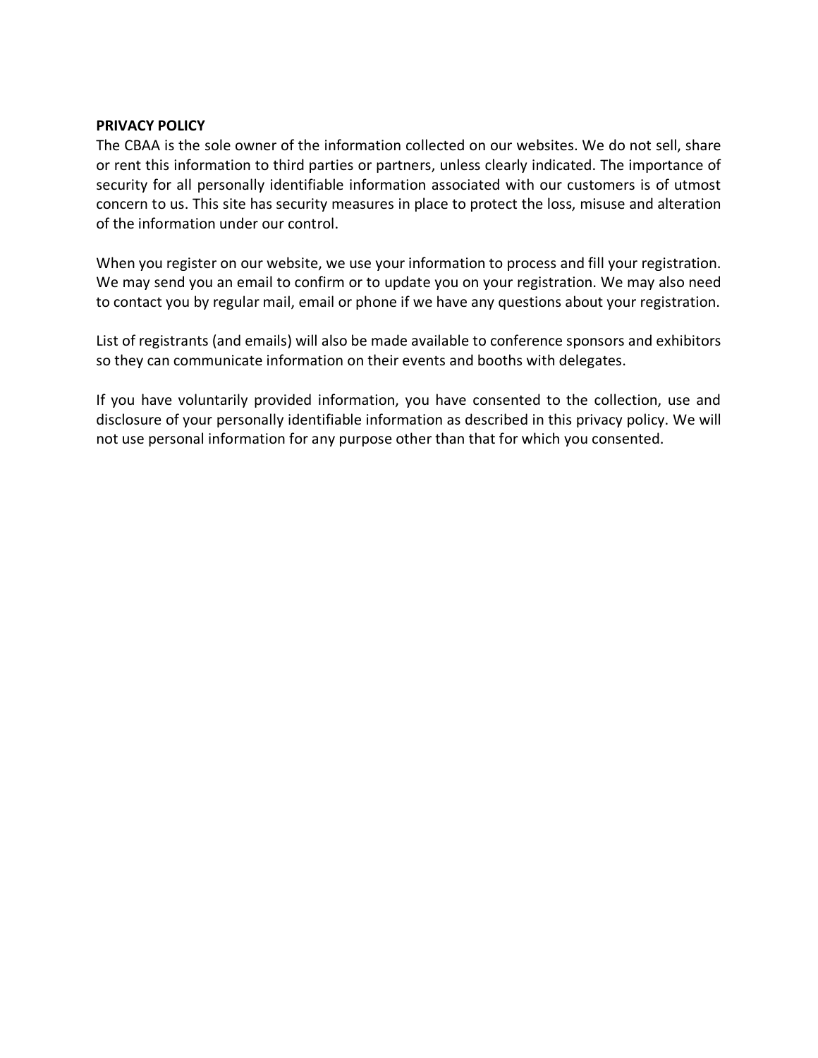**PRIVACY POLICY**

The CBAA is the sole owner of the information collected on our websites. We do not sell, share or rent this information to third parties or partners, unless clearly indicated. The importance of security for all personally identifiable information associated with our customers is of utmost concern to us. This site has security measures in place to protect the loss, misuse and alteration of the information under our control.

When you register on our website, we use your information to process and fill your registration. We may send you an email to confirm or to update you on your registration. We may also need to contact you by regular mail, email or phone if we have any questions about your registration.

List of registrants (and emails) will also be made available to conference sponsors and exhibitors so they can communicate information on their events and booths with delegates.

If you have voluntarily provided information, you have consented to the collection, use and disclosure of your personally identifiable information as described in this privacy policy. We will not use personal information for any purpose other than that for which you consented.